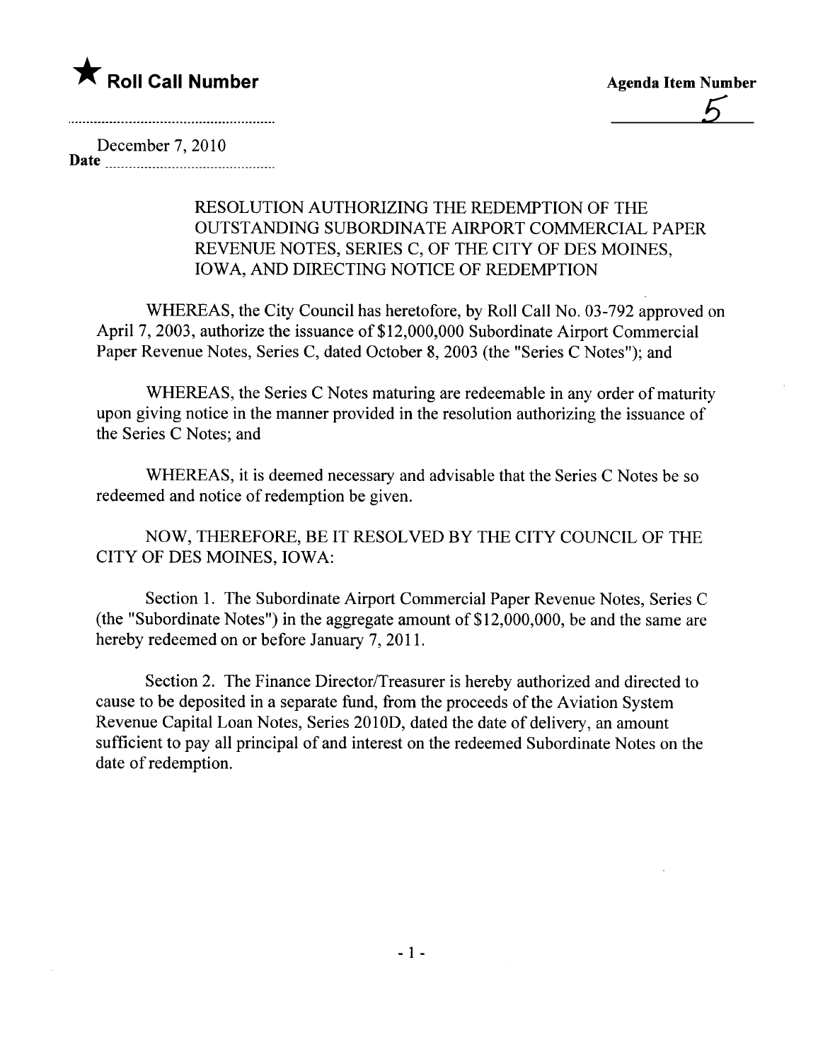★ **Roll Call Number**

**Agenda Item Number**

5

December 7, 2010

**Date** ..........................................

RESOLUTION AUTHORIZING THE REDEMPTION OF THE OUTSTANDING SUBORDINATE AIRPORT COMMERCIAL PAPER REVENUE NOTES, SERIES C, OF THE CITY OF DES MOINES, IOWA, AND DIRECTING NOTICE OF REDEMPTION

WHEREAS, the City Council has heretofore, by Roll Call No. 03-792 approved on April 7, 2003, authorize the issuance of $12,000,000 Subordinate Airport Commercial Paper Revenue Notes, Series C, dated October 8, 2003 (the "Series C Notes"); and

WHEREAS, the Series C Notes maturing are redeemable in any order of maturity upon giving notice in the manner provided in the resolution authorizing the issuance of the Series C Notes; and

WHEREAS, it is deemed necessary and advisable that the Series C Notes be so redeemed and notice of redemption be given.

NOW, THEREFORE, BE IT RESOLVED BY THE CITY COUNCIL OF THE CITY OF DES MOINES, IOWA:

Section 1. The Subordinate Airport Commercial Paper Revenue Notes, Series C (the "Subordinate Notes") in the aggregate amount of $12,000,000, be and the same are hereby redeemed on or before January 7, 2011.

Section 2. The Finance Director/Treasurer is hereby authorized and directed to cause to be deposited in a separate fund, from the proceeds of the Aviation System Revenue Capital Loan Notes, Series 2010D, dated the date of delivery, an amount sufficient to pay all principal of and interest on the redeemed Subordinate Notes on the date of redemption.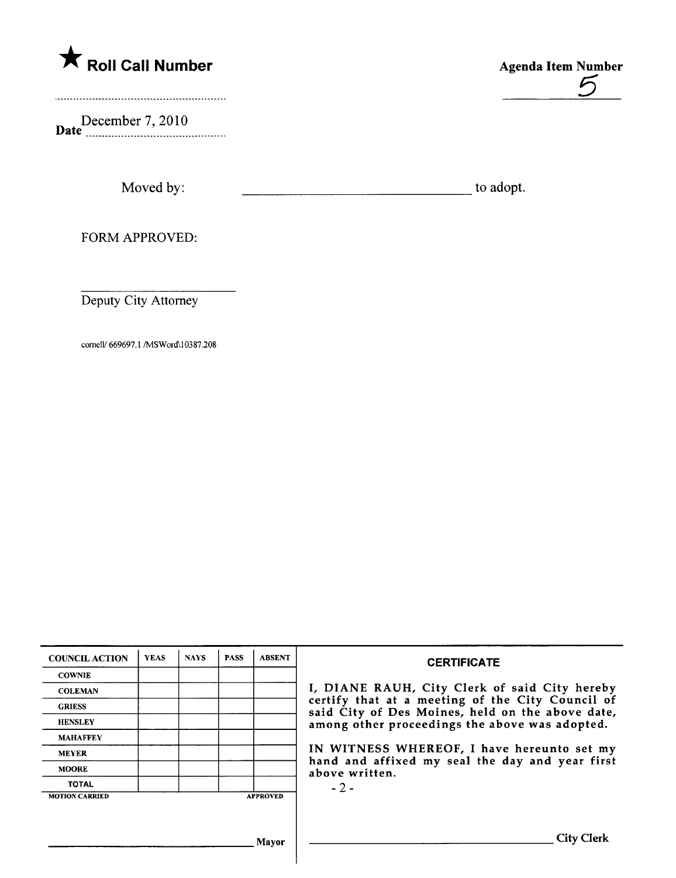★ **Roll Call Number**

**Agenda Item Number**
5

Date December 7, 2010

Moved by: ________________________________ to adopt.

FORM APPROVED:

________________________
Deputy City Attorney

cornell/ 669697.1 /MSWord\10387.208

| COUNCIL ACTION | YEAS | NAYS | PASS | ABSENT |
|---|---|---|---|---|
| COWNIE | | | | |
| COLEMAN | | | | |
| GRIESS | | | | |
| HENSLEY | | | | |
| MAHAFFEY | | | | |
| MEYER | | | | |
| MOORE | | | | |
| TOTAL | | | | |

MOTION CARRIED APPROVED

________________________________ Mayor

**CERTIFICATE**

I, DIANE RAUH, City Clerk of said City hereby certify that at a meeting of the City Council of said City of Des Moines, held on the above date, among other proceedings the above was adopted.

IN WITNESS WHEREOF, I have hereunto set my hand and affixed my seal the day and year first above written.

________________________________ City Clerk